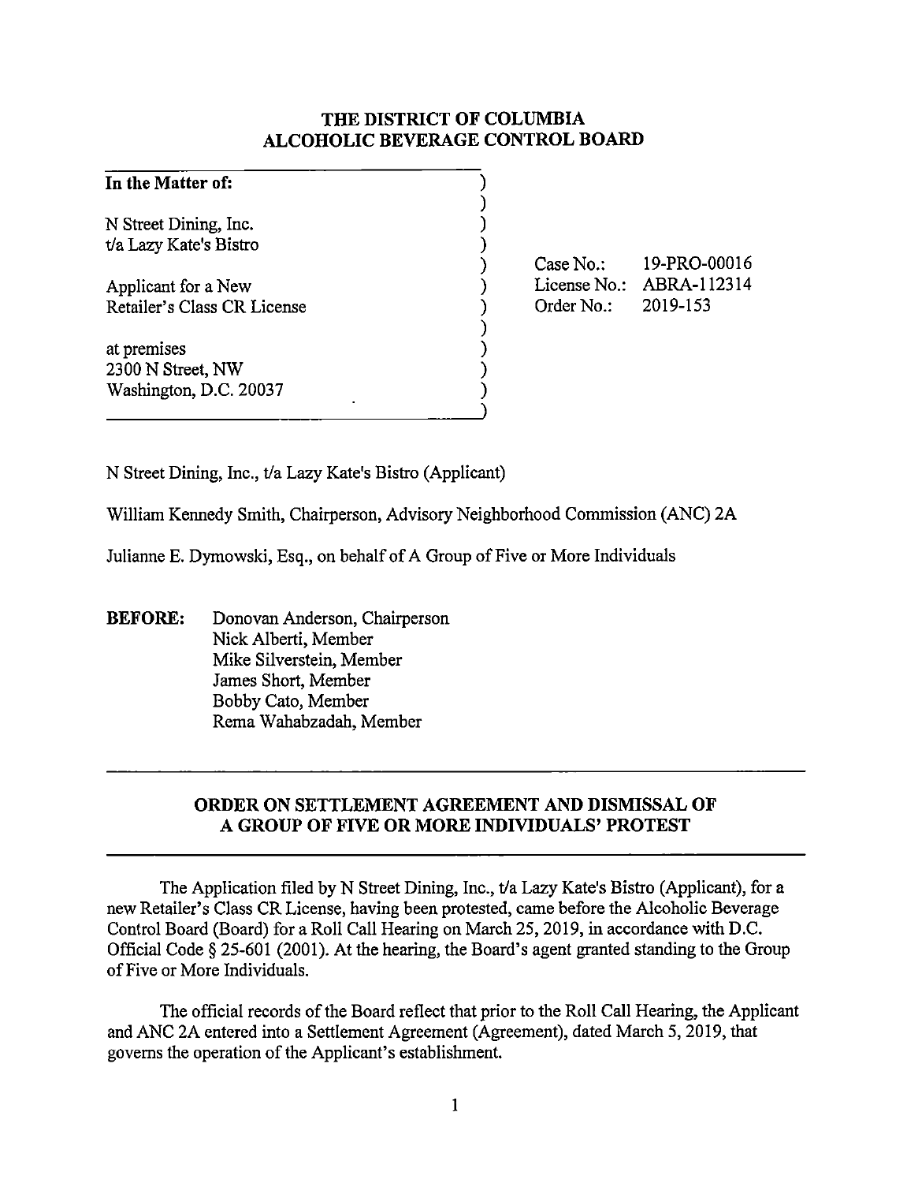# THE DISTRICT OF COLUMBIA
# ALCOHOLIC BEVERAGE CONTROL BOARD

| | |
|---|---|
| **In the Matter of:**<br><br>N Street Dining, Inc.<br>t/a Lazy Kate's Bistro<br><br>Applicant for a New<br>Retailer's Class CR License<br><br>at premises<br>2300 N Street, NW<br>Washington, D.C. 20037 | Case No.: 19-PRO-00016<br>License No.: ABRA-112314<br>Order No.: 2019-153 |

N Street Dining, Inc., t/a Lazy Kate's Bistro (Applicant)

William Kennedy Smith, Chairperson, Advisory Neighborhood Commission (ANC) 2A

Julianne E. Dymowski, Esq., on behalf of A Group of Five or More Individuals

**BEFORE:** Donovan Anderson, Chairperson
Nick Alberti, Member
Mike Silverstein, Member
James Short, Member
Bobby Cato, Member
Rema Wahabzadah, Member

## ORDER ON SETTLEMENT AGREEMENT AND DISMISSAL OF A GROUP OF FIVE OR MORE INDIVIDUALS' PROTEST

The Application filed by N Street Dining, Inc., t/a Lazy Kate's Bistro (Applicant), for a new Retailer's Class CR License, having been protested, came before the Alcoholic Beverage Control Board (Board) for a Roll Call Hearing on March 25, 2019, in accordance with D.C. Official Code § 25-601 (2001). At the hearing, the Board's agent granted standing to the Group of Five or More Individuals.

The official records of the Board reflect that prior to the Roll Call Hearing, the Applicant and ANC 2A entered into a Settlement Agreement (Agreement), dated March 5, 2019, that governs the operation of the Applicant's establishment.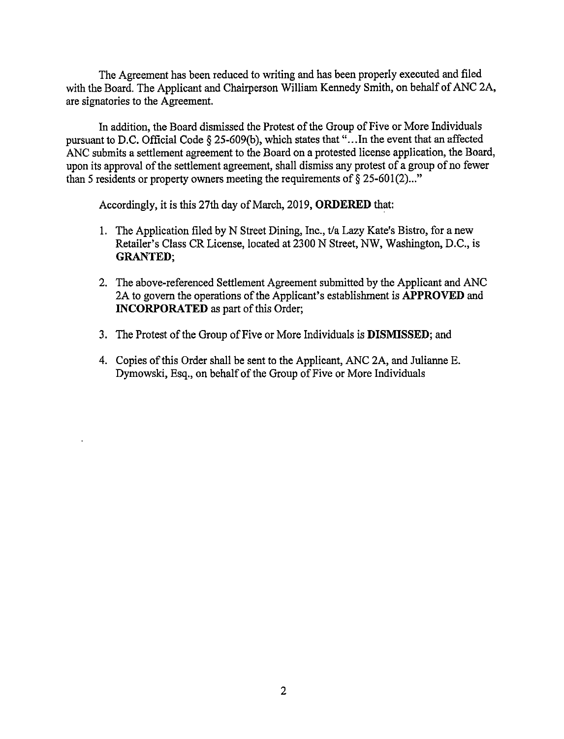The Agreement has been reduced to writing and has been properly executed and filed with the Board. The Applicant and Chairperson William Kennedy Smith, on behalf of ANC 2A, are signatories to the Agreement.

In addition, the Board dismissed the Protest of the Group of Five or More Individuals pursuant to D.C. Official Code § 25-609(b), which states that "...In the event that an affected ANC submits a settlement agreement to the Board on a protested license application, the Board, upon its approval of the settlement agreement, shall dismiss any protest of a group of no fewer than 5 residents or property owners meeting the requirements of § 25-601(2)..."

Accordingly, it is this 27th day of March, 2019, **ORDERED** that:

1. The Application filed by N Street Dining, Inc., t/a Lazy Kate's Bistro, for a new Retailer's Class CR License, located at 2300 N Street, NW, Washington, D.C., is **GRANTED**;
2. The above-referenced Settlement Agreement submitted by the Applicant and ANC 2A to govern the operations of the Applicant's establishment is **APPROVED** and **INCORPORATED** as part of this Order;
3. The Protest of the Group of Five or More Individuals is **DISMISSED**; and
4. Copies of this Order shall be sent to the Applicant, ANC 2A, and Julianne E. Dymowski, Esq., on behalf of the Group of Five or More Individuals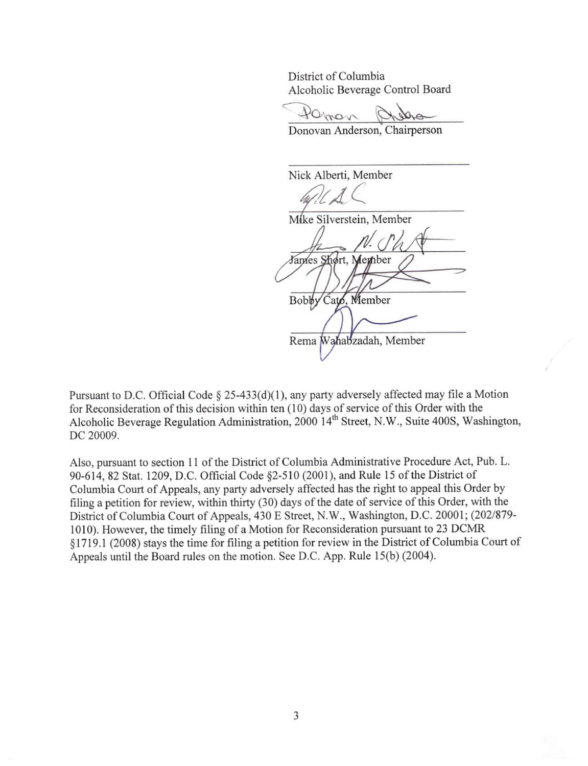District of Columbia
Alcoholic Beverage Control Board

Donovan Anderson, Chairperson

Nick Alberti, Member

Mike Silverstein, Member

James Short, Member

Bobby Cato, Member

Rema Wahabzadah, Member

Pursuant to D.C. Official Code § 25-433(d)(1), any party adversely affected may file a Motion for Reconsideration of this decision within ten (10) days of service of this Order with the Alcoholic Beverage Regulation Administration, 2000 14th Street, N.W., Suite 400S, Washington, DC 20009.

Also, pursuant to section 11 of the District of Columbia Administrative Procedure Act, Pub. L. 90-614, 82 Stat. 1209, D.C. Official Code §2-510 (2001), and Rule 15 of the District of Columbia Court of Appeals, any party adversely affected has the right to appeal this Order by filing a petition for review, within thirty (30) days of the date of service of this Order, with the District of Columbia Court of Appeals, 430 E Street, N.W., Washington, D.C. 20001; (202/879-1010). However, the timely filing of a Motion for Reconsideration pursuant to 23 DCMR §1719.1 (2008) stays the time for filing a petition for review in the District of Columbia Court of Appeals until the Board rules on the motion. See D.C. App. Rule 15(b) (2004).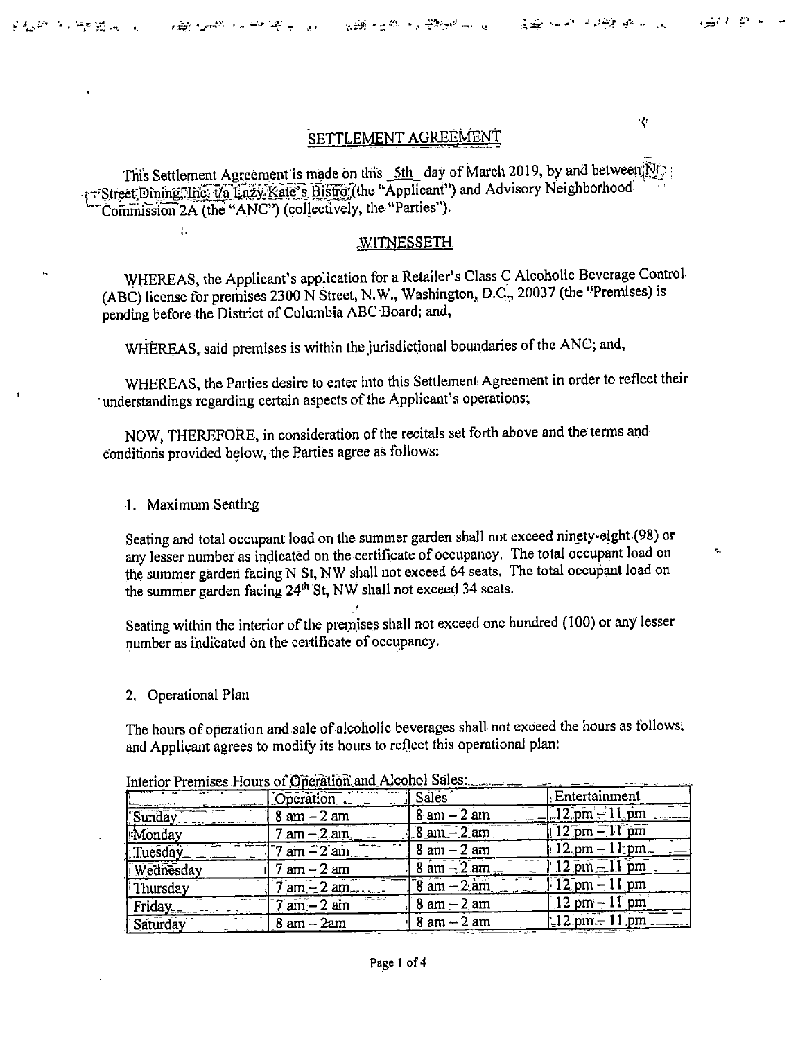# SETTLEMENT AGREEMENT

This Settlement Agreement is made on this _5th_ day of March 2019, by and between N Street Dining, Inc. t/a Lazy Kate's Bistro (the "Applicant") and Advisory Neighborhood Commission 2A (the "ANC") (collectively, the "Parties").

## WITNESSETH

WHEREAS, the Applicant's application for a Retailer's Class C Alcoholic Beverage Control (ABC) license for premises 2300 N Street, N.W., Washington, D.C., 20037 (the "Premises) is pending before the District of Columbia ABC Board; and,

WHEREAS, said premises is within the jurisdictional boundaries of the ANC; and,

WHEREAS, the Parties desire to enter into this Settlement Agreement in order to reflect their understandings regarding certain aspects of the Applicant's operations;

NOW, THEREFORE, in consideration of the recitals set forth above and the terms and conditions provided below, the Parties agree as follows:

1. Maximum Seating

Seating and total occupant load on the summer garden shall not exceed ninety-eight (98) or any lesser number as indicated on the certificate of occupancy. The total occupant load on the summer garden facing N St, NW shall not exceed 64 seats. The total occupant load on the summer garden facing 24th St, NW shall not exceed 34 seats.

Seating within the interior of the premises shall not exceed one hundred (100) or any lesser number as indicated on the certificate of occupancy.

2. Operational Plan

The hours of operation and sale of alcoholic beverages shall not exceed the hours as follows, and Applicant agrees to modify its hours to reflect this operational plan:

Interior Premises Hours of Operation and Alcohol Sales:

| | Operation | Sales | Entertainment |
|---|---|---|---|
| Sunday | 8 am – 2 am | 8 am – 2 am | 12 pm – 11 pm |
| Monday | 7 am – 2 am | 8 am – 2 am | 12 pm – 11 pm |
| Tuesday | 7 am – 2 am | 8 am – 2 am | 12 pm – 11 pm |
| Wednesday | 7 am – 2 am | 8 am – 2 am | 12 pm – 11 pm |
| Thursday | 7 am – 2 am | 8 am – 2 am | 12 pm – 11 pm |
| Friday | 7 am – 2 am | 8 am – 2 am | 12 pm – 11 pm |
| Saturday | 8 am – 2am | 8 am – 2 am | 12 pm – 11 pm |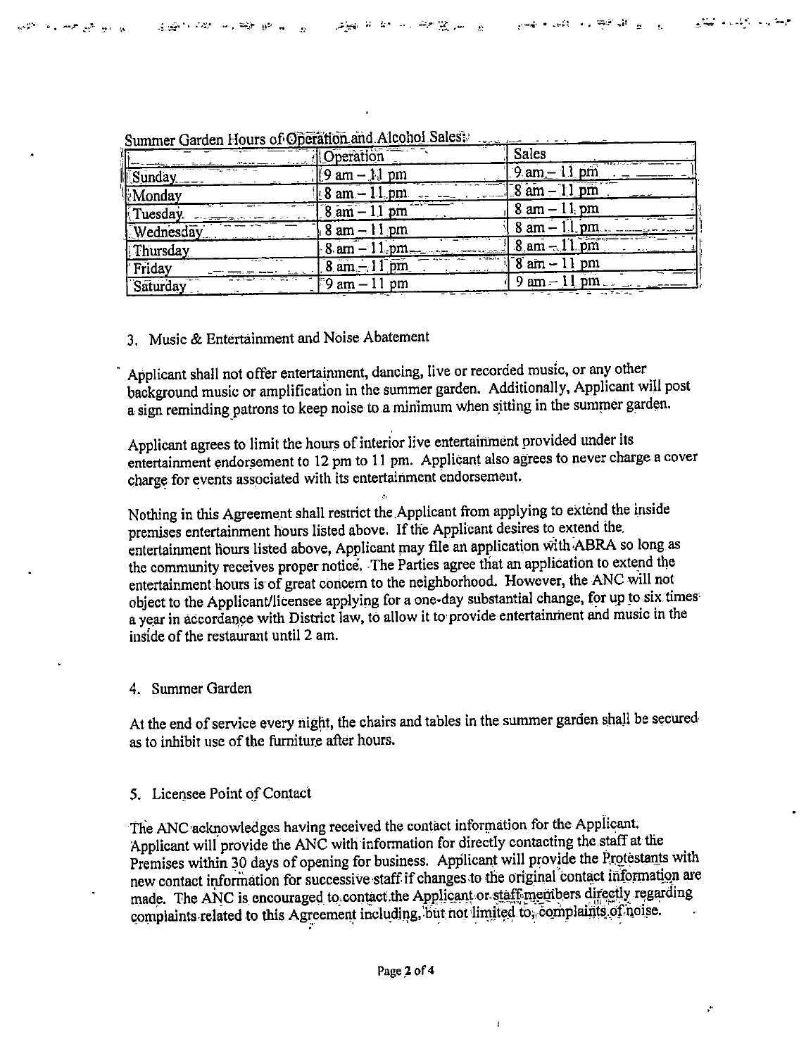Summer Garden Hours of Operation and Alcohol Sales:

| | Operation | Sales |
|---|---|---|
| Sunday | 9 am – 11 pm | 9 am – 11 pm |
| Monday | 8 am – 11 pm | 8 am – 11 pm |
| Tuesday | 8 am – 11 pm | 8 am – 11 pm |
| Wednesday | 8 am – 11 pm | 8 am – 11 pm |
| Thursday | 8 am – 11 pm | 8 am – 11 pm |
| Friday | 8 am – 11 pm | 8 am – 11 pm |
| Saturday | 9 am – 11 pm | 9 am – 11 pm |

3. Music & Entertainment and Noise Abatement

Applicant shall not offer entertainment, dancing, live or recorded music, or any other background music or amplification in the summer garden. Additionally, Applicant will post a sign reminding patrons to keep noise to a minimum when sitting in the summer garden.

Applicant agrees to limit the hours of interior live entertainment provided under its entertainment endorsement to 12 pm to 11 pm. Applicant also agrees to never charge a cover charge for events associated with its entertainment endorsement.

Nothing in this Agreement shall restrict the Applicant from applying to extend the inside premises entertainment hours listed above. If the Applicant desires to extend the entertainment hours listed above, Applicant may file an application with ABRA so long as the community receives proper notice. The Parties agree that an application to extend the entertainment hours is of great concern to the neighborhood. However, the ANC will not object to the Applicant/licensee applying for a one-day substantial change, for up to six times a year in accordance with District law, to allow it to provide entertainment and music in the inside of the restaurant until 2 am.

4. Summer Garden

At the end of service every night, the chairs and tables in the summer garden shall be secured as to inhibit use of the furniture after hours.

5. Licensee Point of Contact

The ANC acknowledges having received the contact information for the Applicant. Applicant will provide the ANC with information for directly contacting the staff at the Premises within 30 days of opening for business. Applicant will provide the Protestants with new contact information for successive staff if changes to the original contact information are made. The ANC is encouraged to contact the Applicant or staff members directly regarding complaints related to this Agreement including, but not limited to, complaints of noise.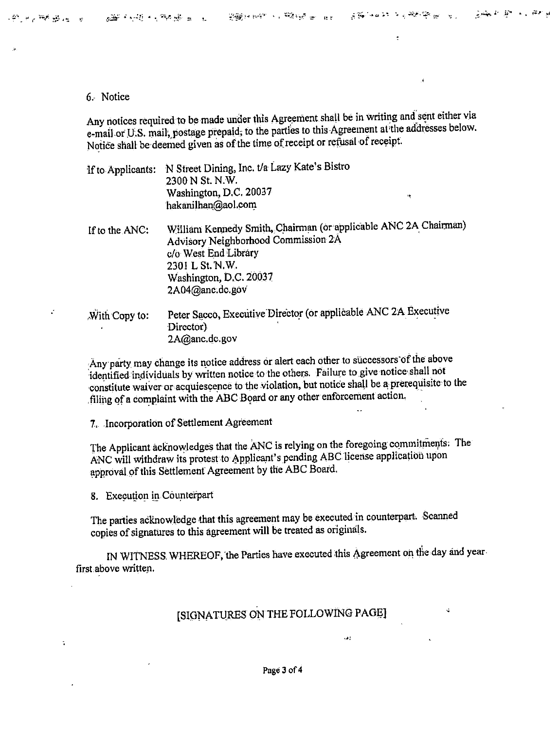6. Notice

Any notices required to be made under this Agreement shall be in writing and sent either via e-mail or U.S. mail, postage prepaid, to the parties to this Agreement at the addresses below. Notice shall be deemed given as of the time of receipt or refusal of receipt.

If to Applicants: N Street Dining, Inc. t/a Lazy Kate's Bistro
2300 N St. N.W.
Washington, D.C. 20037
hakanilhan@aol.com

If to the ANC: William Kennedy Smith, Chairman (or applicable ANC 2A Chairman)
Advisory Neighborhood Commission 2A
c/o West End Library
2301 L St. N.W.
Washington, D.C. 20037
2A04@anc.dc.gov

With Copy to: Peter Sacco, Executive Director (or applicable ANC 2A Executive Director)
2A@anc.dc.gov

Any party may change its notice address or alert each other to successors of the above identified individuals by written notice to the others. Failure to give notice shall not constitute waiver or acquiescence to the violation, but notice shall be a prerequisite to the filing of a complaint with the ABC Board or any other enforcement action.

7. Incorporation of Settlement Agreement

The Applicant acknowledges that the ANC is relying on the foregoing commitments. The ANC will withdraw its protest to Applicant's pending ABC license application upon approval of this Settlement Agreement by the ABC Board.

8. Execution in Counterpart

The parties acknowledge that this agreement may be executed in counterpart. Scanned copies of signatures to this agreement will be treated as originals.

IN WITNESS WHEREOF, the Parties have executed this Agreement on the day and year first above written.

[SIGNATURES ON THE FOLLOWING PAGE]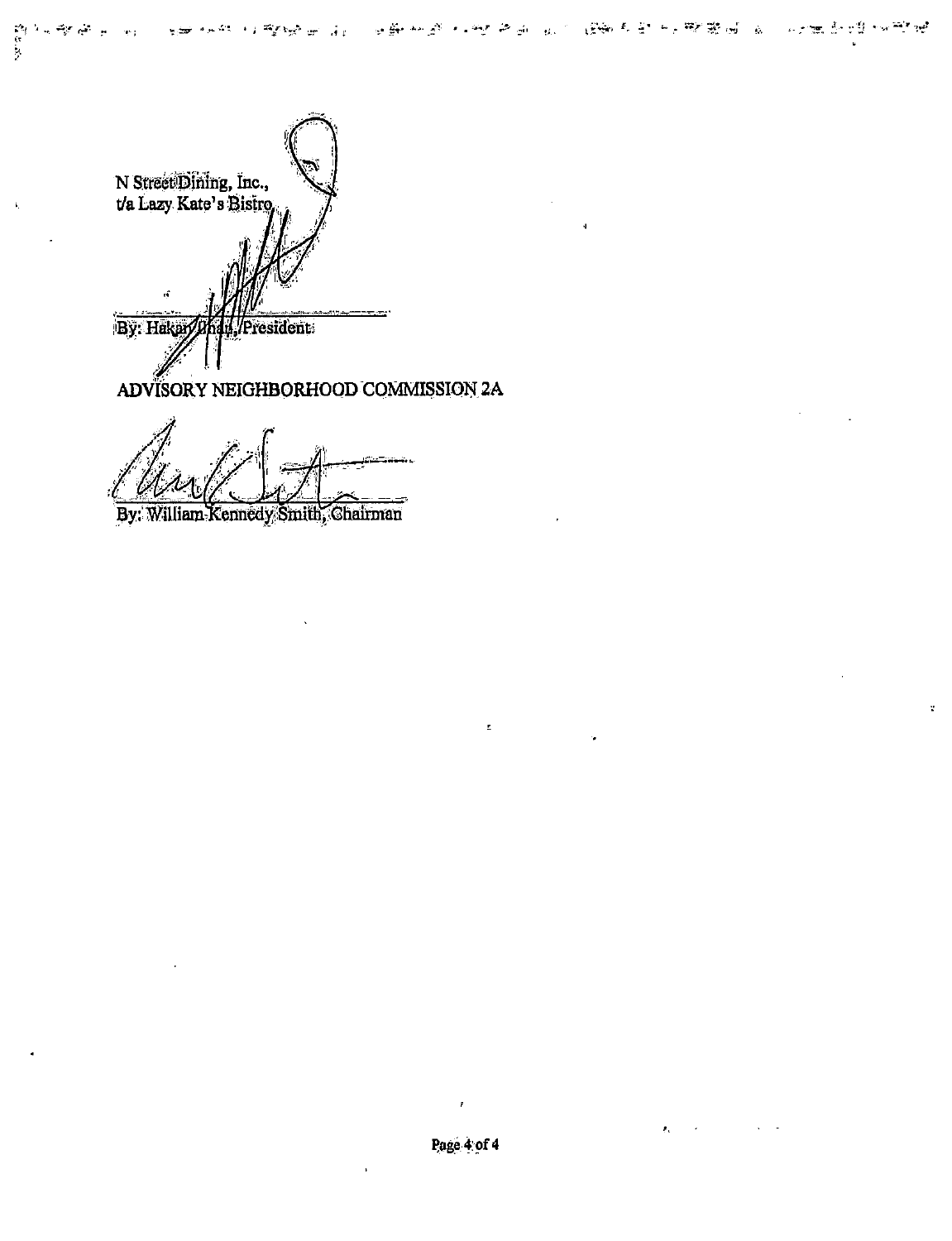N Street Dining, Inc.,
t/a Lazy Kate's Bistro

By: Hakan Ilhan, President

ADVISORY NEIGHBORHOOD COMMISSION 2A

By: William Kennedy Smith, Chairman